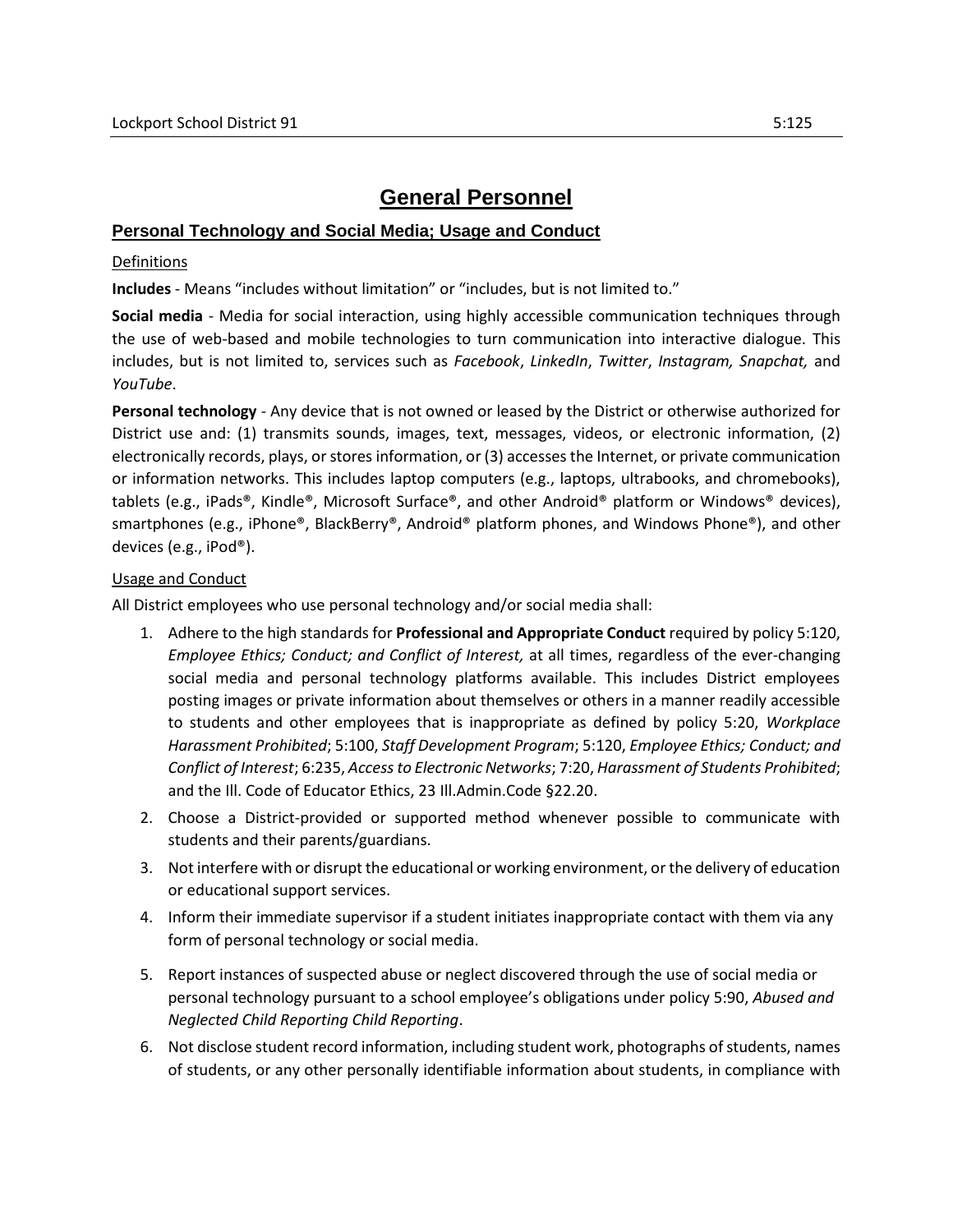# General Personnel

## Personal Technology and Social Media; Usage and Conduct

Definitions

**Includes** - Means “includes without limitation” or “includes, but is not limited to.”

**Social media** - Media for social interaction, using highly accessible communication techniques through the use of web-based and mobile technologies to turn communication into interactive dialogue. This includes, but is not limited to, services such as *Facebook*, *LinkedIn*, *Twitter*, *Instagram, Snapchat,* and *YouTube*.

**Personal technology** - Any device that is not owned or leased by the District or otherwise authorized for District use and: (1) transmits sounds, images, text, messages, videos, or electronic information, (2) electronically records, plays, or stores information, or (3) accesses the Internet, or private communication or information networks. This includes laptop computers (e.g., laptops, ultrabooks, and chromebooks), tablets (e.g., iPads®, Kindle®, Microsoft Surface®, and other Android® platform or Windows® devices), smartphones (e.g., iPhone®, BlackBerry®, Android® platform phones, and Windows Phone®), and other devices (e.g., iPod®).

Usage and Conduct

All District employees who use personal technology and/or social media shall:

1. Adhere to the high standards for **Professional and Appropriate Conduct** required by policy 5:120, *Employee Ethics; Conduct; and Conflict of Interest,* at all times, regardless of the ever-changing social media and personal technology platforms available. This includes District employees posting images or private information about themselves or others in a manner readily accessible to students and other employees that is inappropriate as defined by policy 5:20, *Workplace Harassment Prohibited*; 5:100, *Staff Development Program*; 5:120, *Employee Ethics; Conduct; and Conflict of Interest*; 6:235, *Access to Electronic Networks*; 7:20, *Harassment of Students Prohibited*; and the Ill. Code of Educator Ethics, 23 Ill.Admin.Code §22.20.
2. Choose a District-provided or supported method whenever possible to communicate with students and their parents/guardians.
3. Not interfere with or disrupt the educational or working environment, or the delivery of education or educational support services.
4. Inform their immediate supervisor if a student initiates inappropriate contact with them via any form of personal technology or social media.
5. Report instances of suspected abuse or neglect discovered through the use of social media or personal technology pursuant to a school employee’s obligations under policy 5:90, *Abused and Neglected Child Reporting Child Reporting*.
6. Not disclose student record information, including student work, photographs of students, names of students, or any other personally identifiable information about students, in compliance with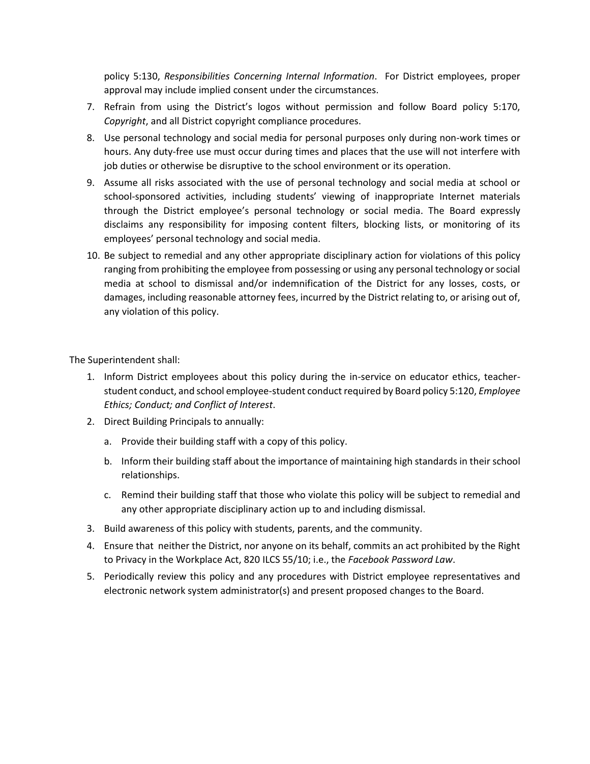policy 5:130, *Responsibilities Concerning Internal Information*. For District employees, proper approval may include implied consent under the circumstances.

7. Refrain from using the District's logos without permission and follow Board policy 5:170, *Copyright*, and all District copyright compliance procedures.
8. Use personal technology and social media for personal purposes only during non-work times or hours. Any duty-free use must occur during times and places that the use will not interfere with job duties or otherwise be disruptive to the school environment or its operation.
9. Assume all risks associated with the use of personal technology and social media at school or school-sponsored activities, including students' viewing of inappropriate Internet materials through the District employee's personal technology or social media. The Board expressly disclaims any responsibility for imposing content filters, blocking lists, or monitoring of its employees' personal technology and social media.
10. Be subject to remedial and any other appropriate disciplinary action for violations of this policy ranging from prohibiting the employee from possessing or using any personal technology or social media at school to dismissal and/or indemnification of the District for any losses, costs, or damages, including reasonable attorney fees, incurred by the District relating to, or arising out of, any violation of this policy.

The Superintendent shall:

1. Inform District employees about this policy during the in-service on educator ethics, teacher-student conduct, and school employee-student conduct required by Board policy 5:120, *Employee Ethics; Conduct; and Conflict of Interest*.
2. Direct Building Principals to annually:
   a. Provide their building staff with a copy of this policy.
   b. Inform their building staff about the importance of maintaining high standards in their school relationships.
   c. Remind their building staff that those who violate this policy will be subject to remedial and any other appropriate disciplinary action up to and including dismissal.
3. Build awareness of this policy with students, parents, and the community.
4. Ensure that neither the District, nor anyone on its behalf, commits an act prohibited by the Right to Privacy in the Workplace Act, 820 ILCS 55/10; i.e., the *Facebook Password Law*.
5. Periodically review this policy and any procedures with District employee representatives and electronic network system administrator(s) and present proposed changes to the Board.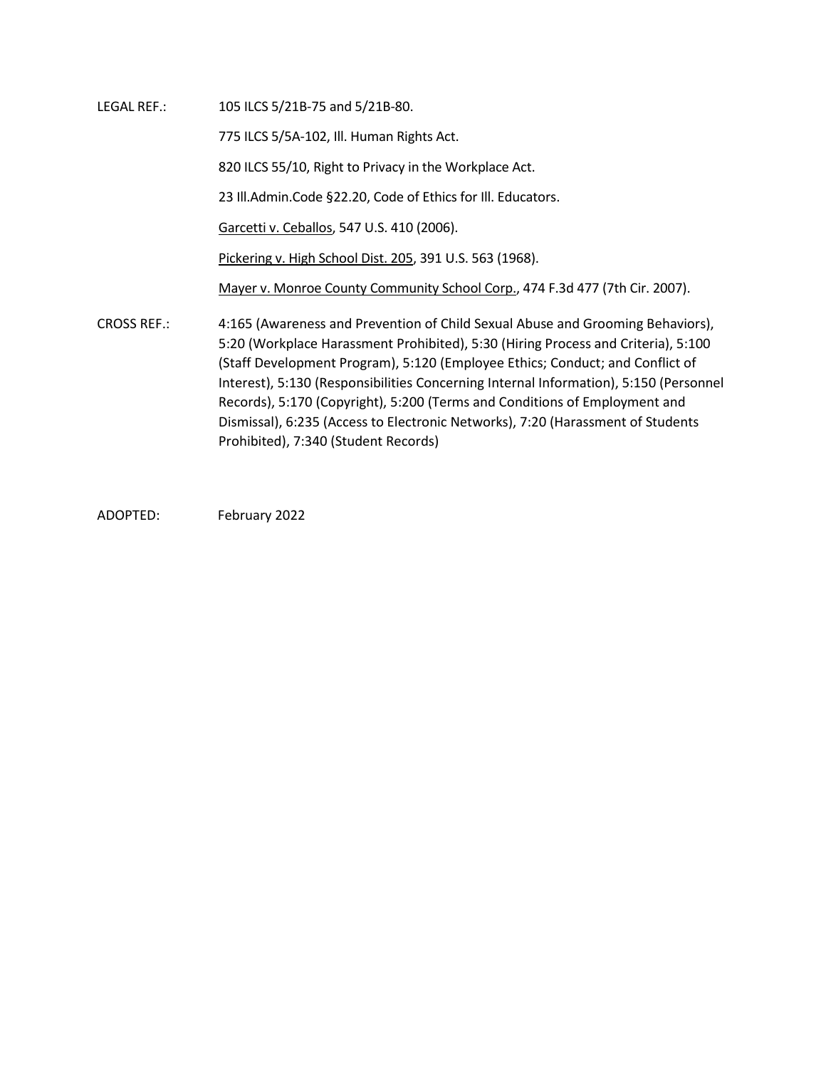LEGAL REF.: 105 ILCS 5/21B-75 and 5/21B-80.

775 ILCS 5/5A-102, Ill. Human Rights Act.

820 ILCS 55/10, Right to Privacy in the Workplace Act.

23 Ill.Admin.Code §22.20, Code of Ethics for Ill. Educators.

Garcetti v. Ceballos, 547 U.S. 410 (2006).

Pickering v. High School Dist. 205, 391 U.S. 563 (1968).

Mayer v. Monroe County Community School Corp., 474 F.3d 477 (7th Cir. 2007).

CROSS REF.: 4:165 (Awareness and Prevention of Child Sexual Abuse and Grooming Behaviors), 5:20 (Workplace Harassment Prohibited), 5:30 (Hiring Process and Criteria), 5:100 (Staff Development Program), 5:120 (Employee Ethics; Conduct; and Conflict of Interest), 5:130 (Responsibilities Concerning Internal Information), 5:150 (Personnel Records), 5:170 (Copyright), 5:200 (Terms and Conditions of Employment and Dismissal), 6:235 (Access to Electronic Networks), 7:20 (Harassment of Students Prohibited), 7:340 (Student Records)

ADOPTED: February 2022